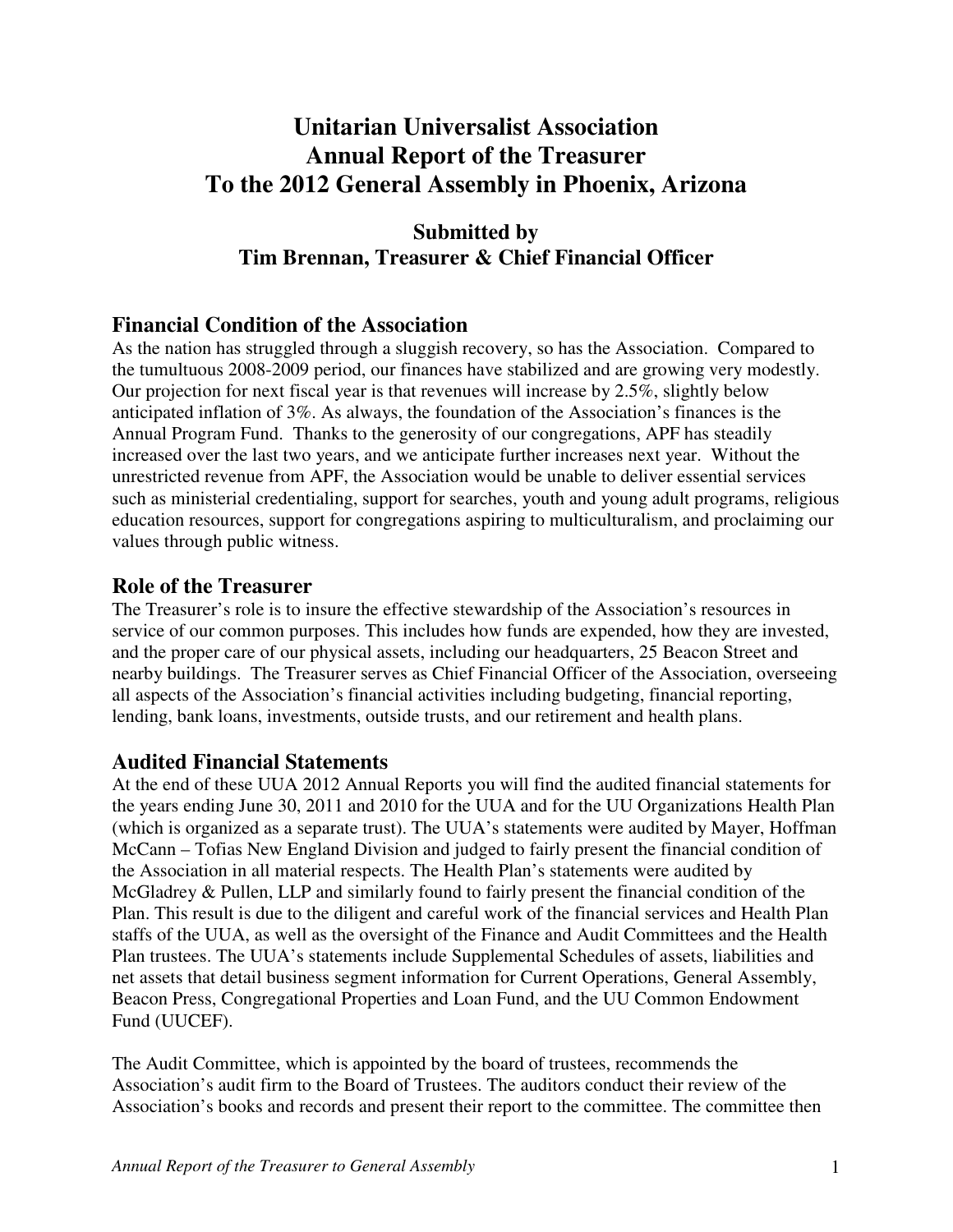# Unitarian Universalist Association
# Annual Report of the Treasurer
# To the 2012 General Assembly in Phoenix, Arizona

### Submitted by
### Tim Brennan, Treasurer & Chief Financial Officer

## Financial Condition of the Association

As the nation has struggled through a sluggish recovery, so has the Association. Compared to the tumultuous 2008-2009 period, our finances have stabilized and are growing very modestly. Our projection for next fiscal year is that revenues will increase by 2.5%, slightly below anticipated inflation of 3%. As always, the foundation of the Association's finances is the Annual Program Fund. Thanks to the generosity of our congregations, APF has steadily increased over the last two years, and we anticipate further increases next year. Without the unrestricted revenue from APF, the Association would be unable to deliver essential services such as ministerial credentialing, support for searches, youth and young adult programs, religious education resources, support for congregations aspiring to multiculturalism, and proclaiming our values through public witness.

## Role of the Treasurer

The Treasurer's role is to insure the effective stewardship of the Association's resources in service of our common purposes. This includes how funds are expended, how they are invested, and the proper care of our physical assets, including our headquarters, 25 Beacon Street and nearby buildings. The Treasurer serves as Chief Financial Officer of the Association, overseeing all aspects of the Association's financial activities including budgeting, financial reporting, lending, bank loans, investments, outside trusts, and our retirement and health plans.

## Audited Financial Statements

At the end of these UUA 2012 Annual Reports you will find the audited financial statements for the years ending June 30, 2011 and 2010 for the UUA and for the UU Organizations Health Plan (which is organized as a separate trust). The UUA's statements were audited by Mayer, Hoffman McCann – Tofias New England Division and judged to fairly present the financial condition of the Association in all material respects. The Health Plan's statements were audited by McGladrey & Pullen, LLP and similarly found to fairly present the financial condition of the Plan. This result is due to the diligent and careful work of the financial services and Health Plan staffs of the UUA, as well as the oversight of the Finance and Audit Committees and the Health Plan trustees. The UUA's statements include Supplemental Schedules of assets, liabilities and net assets that detail business segment information for Current Operations, General Assembly, Beacon Press, Congregational Properties and Loan Fund, and the UU Common Endowment Fund (UUCEF).

The Audit Committee, which is appointed by the board of trustees, recommends the Association's audit firm to the Board of Trustees. The auditors conduct their review of the Association's books and records and present their report to the committee. The committee then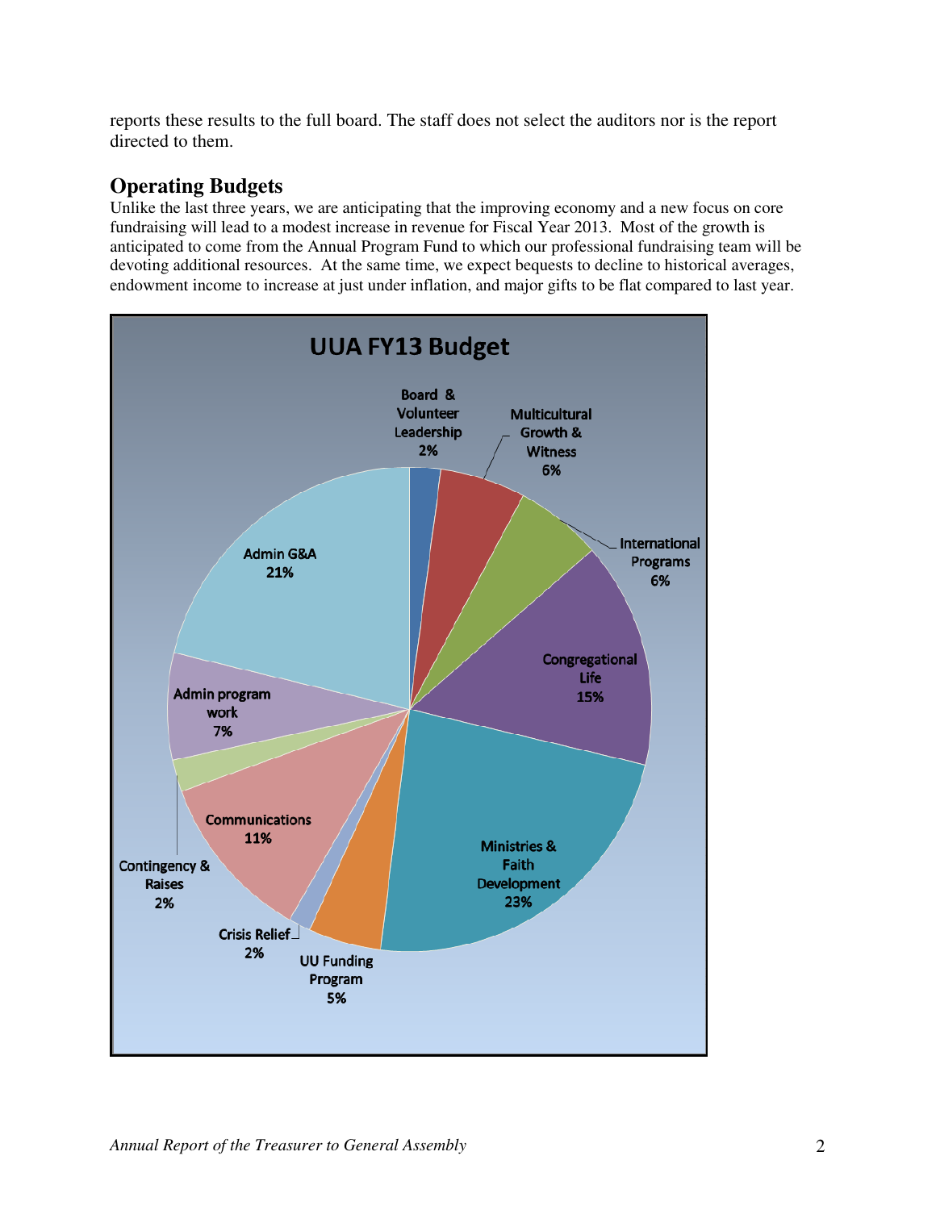reports these results to the full board. The staff does not select the auditors nor is the report directed to them.

## Operating Budgets

Unlike the last three years, we are anticipating that the improving economy and a new focus on core fundraising will lead to a modest increase in revenue for Fiscal Year 2013. Most of the growth is anticipated to come from the Annual Program Fund to which our professional fundraising team will be devoting additional resources. At the same time, we expect bequests to decline to historical averages, endowment income to increase at just under inflation, and major gifts to be flat compared to last year.

**UUA FY13 Budget**

| Category | Percentage |
|---|---|
| Board & Volunteer Leadership | 2% |
| Multicultural Growth & Witness | 6% |
| International Programs | 6% |
| Congregational Life | 15% |
| Ministries & Faith Development | 23% |
| UU Funding Program | 5% |
| Crisis Relief | 2% |
| Communications | 11% |
| Contingency & Raises | 2% |
| Admin program work | 7% |
| Admin G&A | 21% |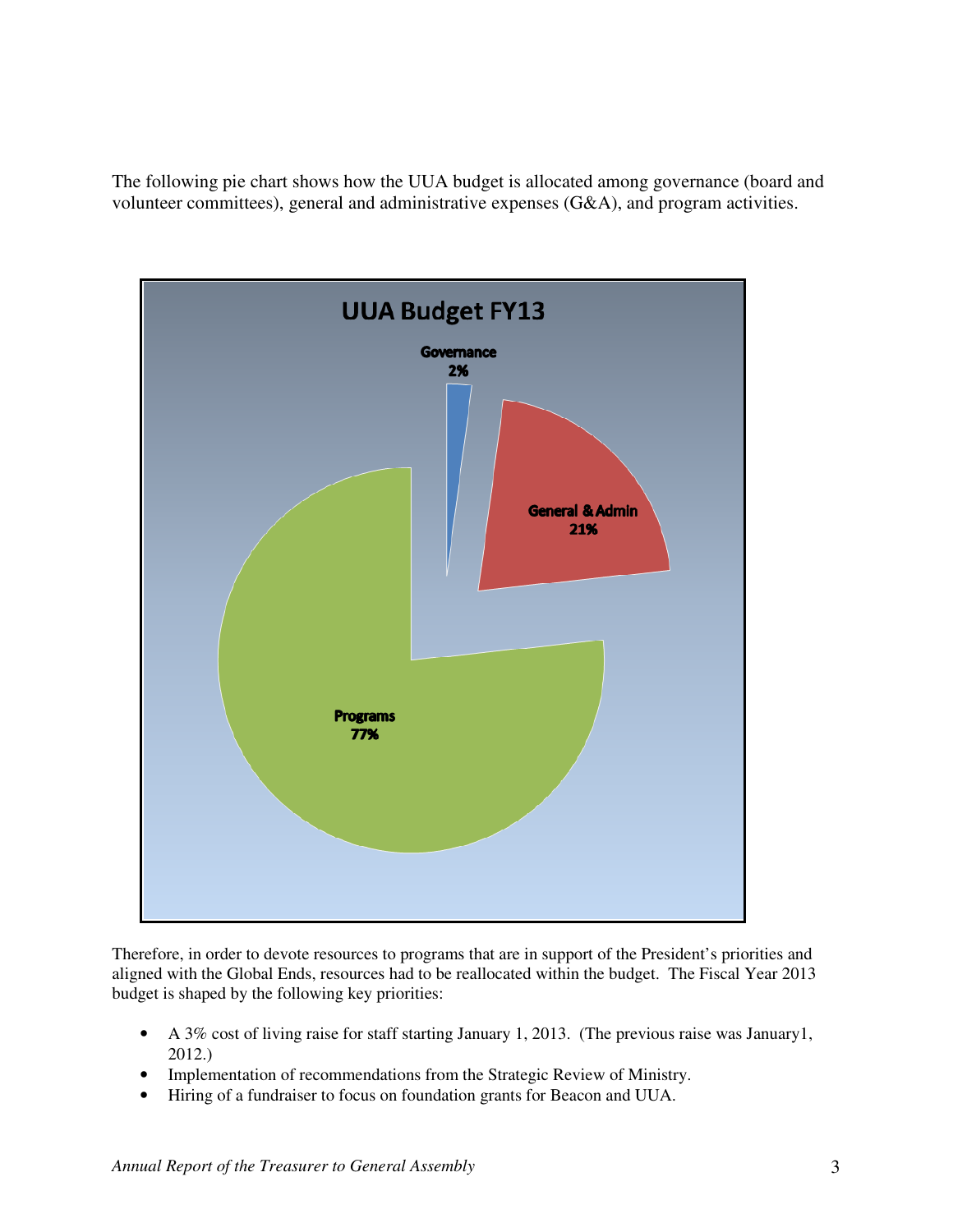The following pie chart shows how the UUA budget is allocated among governance (board and volunteer committees), general and administrative expenses (G&A), and program activities.

**UUA Budget FY13**

Governance 2%

General & Admin 21%

Programs 77%

Therefore, in order to devote resources to programs that are in support of the President's priorities and aligned with the Global Ends, resources had to be reallocated within the budget. The Fiscal Year 2013 budget is shaped by the following key priorities:

- A 3% cost of living raise for staff starting January 1, 2013. (The previous raise was January1, 2012.)
- Implementation of recommendations from the Strategic Review of Ministry.
- Hiring of a fundraiser to focus on foundation grants for Beacon and UUA.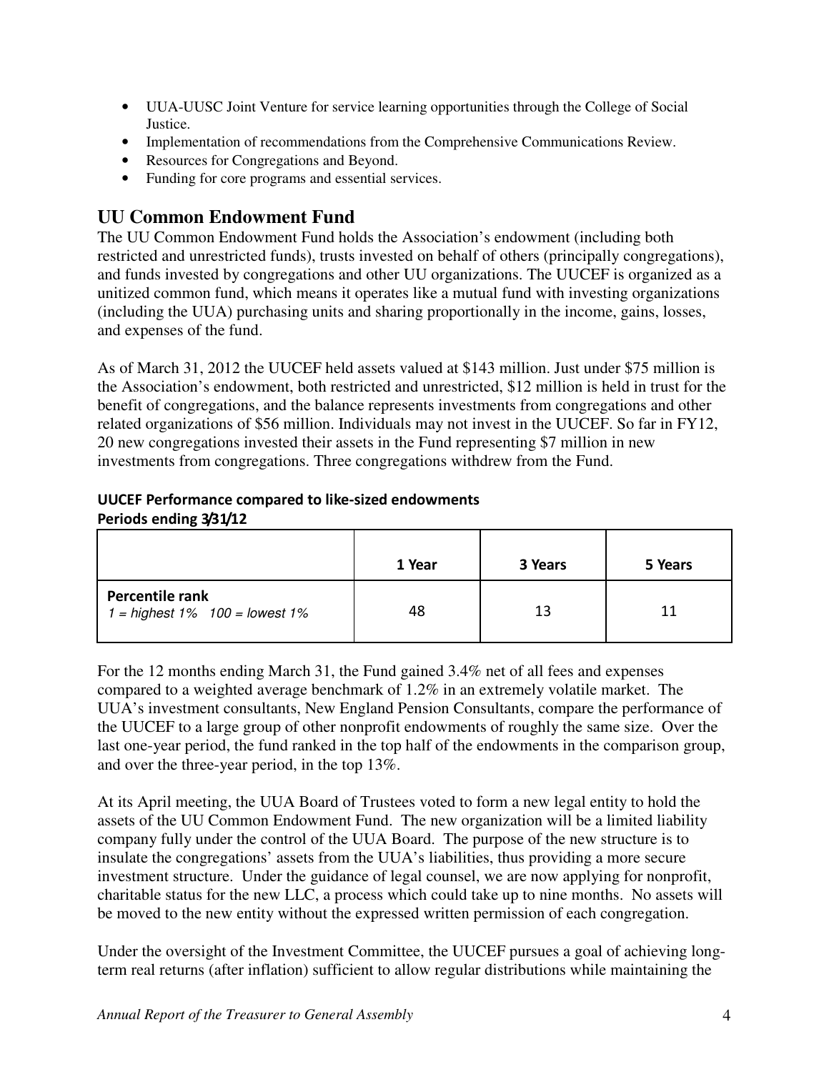- UUA-UUSC Joint Venture for service learning opportunities through the College of Social Justice.
- Implementation of recommendations from the Comprehensive Communications Review.
- Resources for Congregations and Beyond.
- Funding for core programs and essential services.

## UU Common Endowment Fund

The UU Common Endowment Fund holds the Association's endowment (including both restricted and unrestricted funds), trusts invested on behalf of others (principally congregations), and funds invested by congregations and other UU organizations. The UUCEF is organized as a unitized common fund, which means it operates like a mutual fund with investing organizations (including the UUA) purchasing units and sharing proportionally in the income, gains, losses, and expenses of the fund.

As of March 31, 2012 the UUCEF held assets valued at $143 million. Just under $75 million is the Association's endowment, both restricted and unrestricted, $12 million is held in trust for the benefit of congregations, and the balance represents investments from congregations and other related organizations of $56 million. Individuals may not invest in the UUCEF. So far in FY12, 20 new congregations invested their assets in the Fund representing $7 million in new investments from congregations. Three congregations withdrew from the Fund.

**UUCEF Performance compared to like-sized endowments**
**Periods ending 3/31/12**

| | 1 Year | 3 Years | 5 Years |
|---|---|---|---|
| **Percentile rank** *1 = highest 1%   100 = lowest 1%* | 48 | 13 | 11 |

For the 12 months ending March 31, the Fund gained 3.4% net of all fees and expenses compared to a weighted average benchmark of 1.2% in an extremely volatile market. The UUA's investment consultants, New England Pension Consultants, compare the performance of the UUCEF to a large group of other nonprofit endowments of roughly the same size. Over the last one-year period, the fund ranked in the top half of the endowments in the comparison group, and over the three-year period, in the top 13%.

At its April meeting, the UUA Board of Trustees voted to form a new legal entity to hold the assets of the UU Common Endowment Fund. The new organization will be a limited liability company fully under the control of the UUA Board. The purpose of the new structure is to insulate the congregations' assets from the UUA's liabilities, thus providing a more secure investment structure. Under the guidance of legal counsel, we are now applying for nonprofit, charitable status for the new LLC, a process which could take up to nine months. No assets will be moved to the new entity without the expressed written permission of each congregation.

Under the oversight of the Investment Committee, the UUCEF pursues a goal of achieving long-term real returns (after inflation) sufficient to allow regular distributions while maintaining the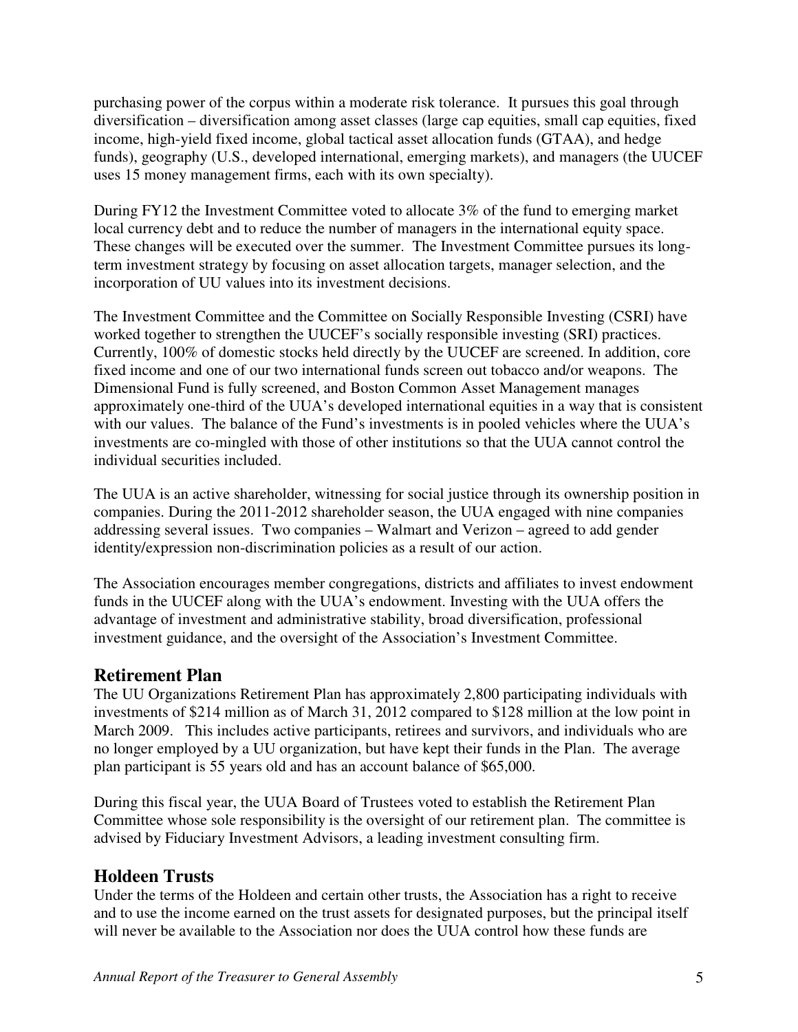purchasing power of the corpus within a moderate risk tolerance. It pursues this goal through diversification – diversification among asset classes (large cap equities, small cap equities, fixed income, high-yield fixed income, global tactical asset allocation funds (GTAA), and hedge funds), geography (U.S., developed international, emerging markets), and managers (the UUCEF uses 15 money management firms, each with its own specialty).

During FY12 the Investment Committee voted to allocate 3% of the fund to emerging market local currency debt and to reduce the number of managers in the international equity space. These changes will be executed over the summer. The Investment Committee pursues its long-term investment strategy by focusing on asset allocation targets, manager selection, and the incorporation of UU values into its investment decisions.

The Investment Committee and the Committee on Socially Responsible Investing (CSRI) have worked together to strengthen the UUCEF's socially responsible investing (SRI) practices. Currently, 100% of domestic stocks held directly by the UUCEF are screened. In addition, core fixed income and one of our two international funds screen out tobacco and/or weapons. The Dimensional Fund is fully screened, and Boston Common Asset Management manages approximately one-third of the UUA's developed international equities in a way that is consistent with our values. The balance of the Fund's investments is in pooled vehicles where the UUA's investments are co-mingled with those of other institutions so that the UUA cannot control the individual securities included.

The UUA is an active shareholder, witnessing for social justice through its ownership position in companies. During the 2011-2012 shareholder season, the UUA engaged with nine companies addressing several issues. Two companies – Walmart and Verizon – agreed to add gender identity/expression non-discrimination policies as a result of our action.

The Association encourages member congregations, districts and affiliates to invest endowment funds in the UUCEF along with the UUA's endowment. Investing with the UUA offers the advantage of investment and administrative stability, broad diversification, professional investment guidance, and the oversight of the Association's Investment Committee.

## Retirement Plan

The UU Organizations Retirement Plan has approximately 2,800 participating individuals with investments of $214 million as of March 31, 2012 compared to $128 million at the low point in March 2009. This includes active participants, retirees and survivors, and individuals who are no longer employed by a UU organization, but have kept their funds in the Plan. The average plan participant is 55 years old and has an account balance of $65,000.

During this fiscal year, the UUA Board of Trustees voted to establish the Retirement Plan Committee whose sole responsibility is the oversight of our retirement plan. The committee is advised by Fiduciary Investment Advisors, a leading investment consulting firm.

## Holdeen Trusts

Under the terms of the Holdeen and certain other trusts, the Association has a right to receive and to use the income earned on the trust assets for designated purposes, but the principal itself will never be available to the Association nor does the UUA control how these funds are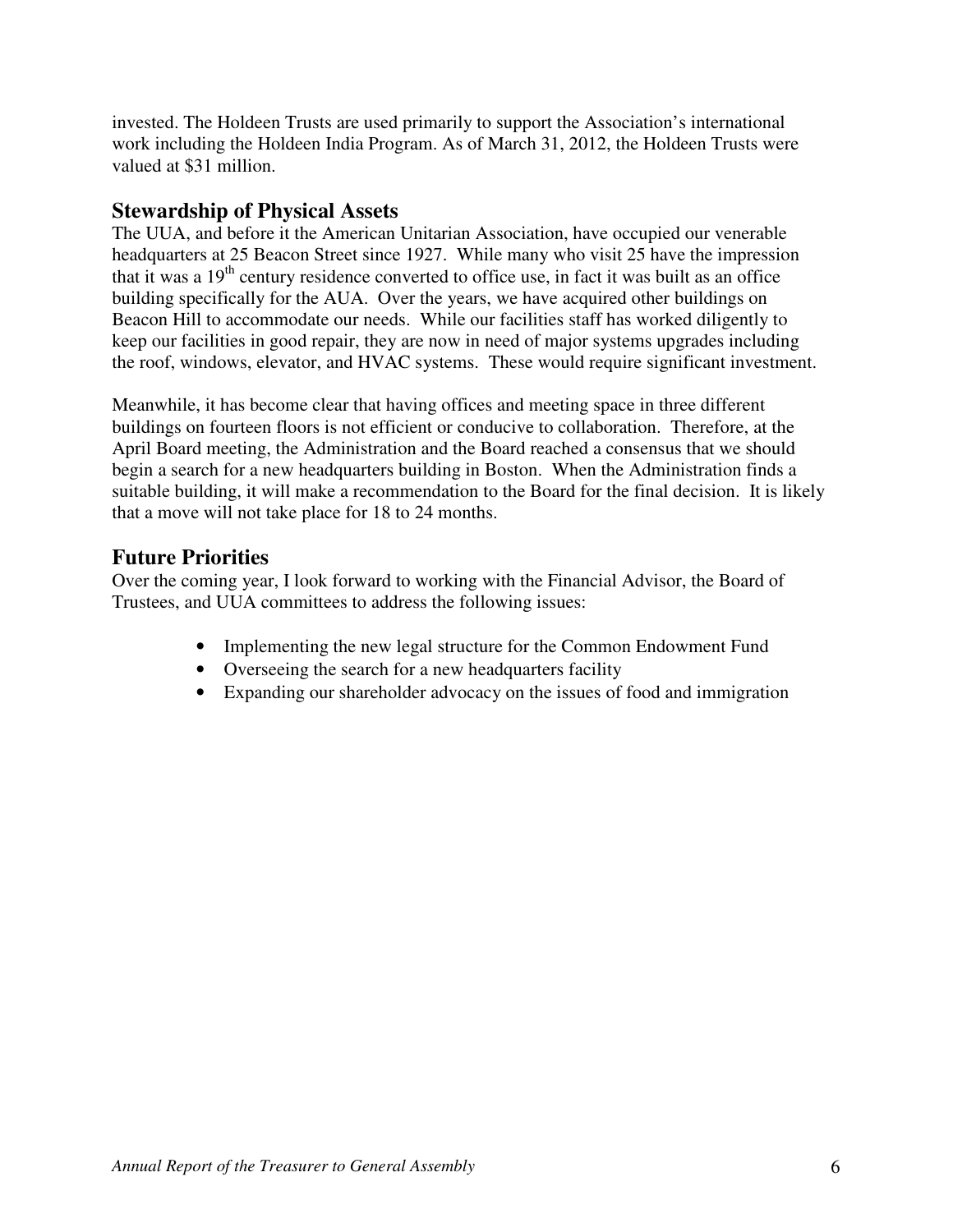invested. The Holdeen Trusts are used primarily to support the Association's international work including the Holdeen India Program. As of March 31, 2012, the Holdeen Trusts were valued at $31 million.

## Stewardship of Physical Assets

The UUA, and before it the American Unitarian Association, have occupied our venerable headquarters at 25 Beacon Street since 1927. While many who visit 25 have the impression that it was a 19th century residence converted to office use, in fact it was built as an office building specifically for the AUA. Over the years, we have acquired other buildings on Beacon Hill to accommodate our needs. While our facilities staff has worked diligently to keep our facilities in good repair, they are now in need of major systems upgrades including the roof, windows, elevator, and HVAC systems. These would require significant investment.

Meanwhile, it has become clear that having offices and meeting space in three different buildings on fourteen floors is not efficient or conducive to collaboration. Therefore, at the April Board meeting, the Administration and the Board reached a consensus that we should begin a search for a new headquarters building in Boston. When the Administration finds a suitable building, it will make a recommendation to the Board for the final decision. It is likely that a move will not take place for 18 to 24 months.

## Future Priorities

Over the coming year, I look forward to working with the Financial Advisor, the Board of Trustees, and UUA committees to address the following issues:

- Implementing the new legal structure for the Common Endowment Fund
- Overseeing the search for a new headquarters facility
- Expanding our shareholder advocacy on the issues of food and immigration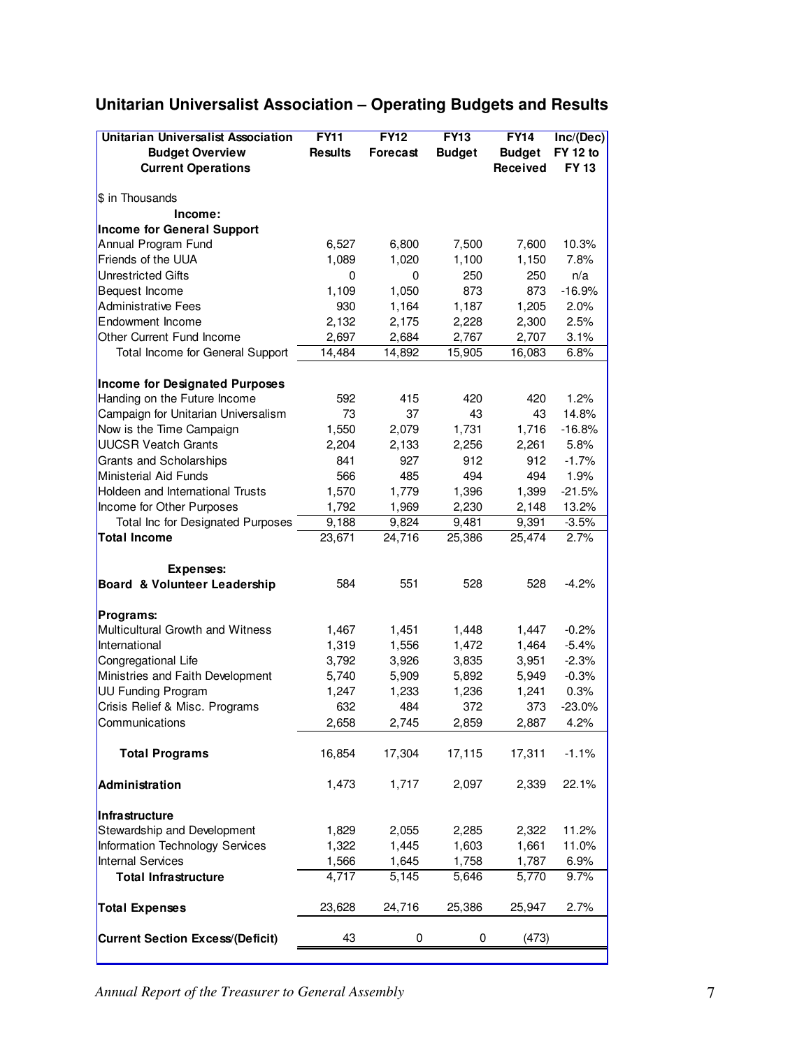## Unitarian Universalist Association – Operating Budgets and Results

| Unitarian Universalist Association Budget Overview Current Operations | FY11 Results | FY12 Forecast | FY13 Budget | FY14 Budget Received | Inc/(Dec) FY 12 to FY 13 |
|---|---|---|---|---|---|
| $ in Thousands | | | | | |
| **Income:** | | | | | |
| **Income for General Support** | | | | | |
| Annual Program Fund | 6,527 | 6,800 | 7,500 | 7,600 | 10.3% |
| Friends of the UUA | 1,089 | 1,020 | 1,100 | 1,150 | 7.8% |
| Unrestricted Gifts | 0 | 0 | 250 | 250 | n/a |
| Bequest Income | 1,109 | 1,050 | 873 | 873 | -16.9% |
| Administrative Fees | 930 | 1,164 | 1,187 | 1,205 | 2.0% |
| Endowment Income | 2,132 | 2,175 | 2,228 | 2,300 | 2.5% |
| Other Current Fund Income | 2,697 | 2,684 | 2,767 | 2,707 | 3.1% |
| Total Income for General Support | 14,484 | 14,892 | 15,905 | 16,083 | 6.8% |
| **Income for Designated Purposes** | | | | | |
| Handing on the Future Income | 592 | 415 | 420 | 420 | 1.2% |
| Campaign for Unitarian Universalism | 73 | 37 | 43 | 43 | 14.8% |
| Now is the Time Campaign | 1,550 | 2,079 | 1,731 | 1,716 | -16.8% |
| UUCSR Veatch Grants | 2,204 | 2,133 | 2,256 | 2,261 | 5.8% |
| Grants and Scholarships | 841 | 927 | 912 | 912 | -1.7% |
| Ministerial Aid Funds | 566 | 485 | 494 | 494 | 1.9% |
| Holdeen and International Trusts | 1,570 | 1,779 | 1,396 | 1,399 | -21.5% |
| Income for Other Purposes | 1,792 | 1,969 | 2,230 | 2,148 | 13.2% |
| Total Inc for Designated Purposes | 9,188 | 9,824 | 9,481 | 9,391 | -3.5% |
| **Total Income** | 23,671 | 24,716 | 25,386 | 25,474 | 2.7% |
| **Expenses:** | | | | | |
| **Board & Volunteer Leadership** | 584 | 551 | 528 | 528 | -4.2% |
| **Programs:** | | | | | |
| Multicultural Growth and Witness | 1,467 | 1,451 | 1,448 | 1,447 | -0.2% |
| International | 1,319 | 1,556 | 1,472 | 1,464 | -5.4% |
| Congregational Life | 3,792 | 3,926 | 3,835 | 3,951 | -2.3% |
| Ministries and Faith Development | 5,740 | 5,909 | 5,892 | 5,949 | -0.3% |
| UU Funding Program | 1,247 | 1,233 | 1,236 | 1,241 | 0.3% |
| Crisis Relief & Misc. Programs | 632 | 484 | 372 | 373 | -23.0% |
| Communications | 2,658 | 2,745 | 2,859 | 2,887 | 4.2% |
| **Total Programs** | 16,854 | 17,304 | 17,115 | 17,311 | -1.1% |
| **Administration** | 1,473 | 1,717 | 2,097 | 2,339 | 22.1% |
| **Infrastructure** | | | | | |
| Stewardship and Development | 1,829 | 2,055 | 2,285 | 2,322 | 11.2% |
| Information Technology Services | 1,322 | 1,445 | 1,603 | 1,661 | 11.0% |
| Internal Services | 1,566 | 1,645 | 1,758 | 1,787 | 6.9% |
| **Total Infrastructure** | 4,717 | 5,145 | 5,646 | 5,770 | 9.7% |
| **Total Expenses** | 23,628 | 24,716 | 25,386 | 25,947 | 2.7% |
| **Current Section Excess/(Deficit)** | 43 | 0 | 0 | (473) | |

*Annual Report of the Treasurer to General Assembly*